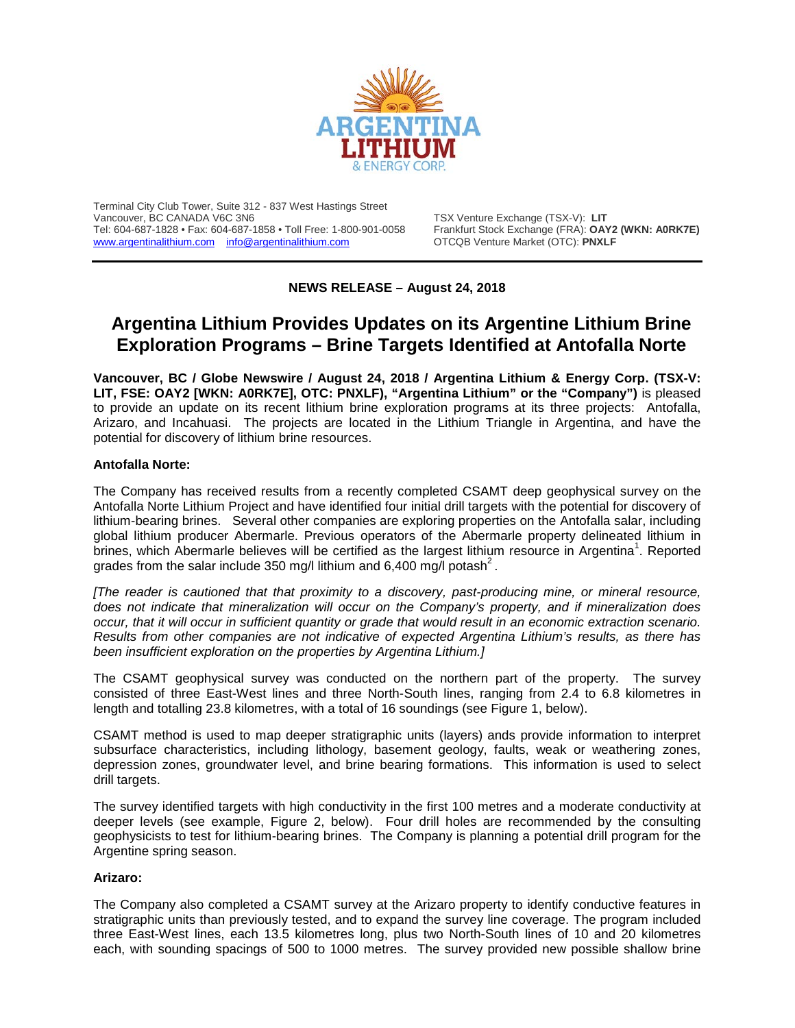Terminal City Club Tower, Suite 312 - 837 West Hastings Street
Vancouver, BC CANADA V6C 3N6
Tel: 604-687-1828 • Fax: 604-687-1858 • Toll Free: 1-800-901-0058
www.argentinalithium.com info@argentinalithium.com

TSX Venture Exchange (TSX-V): **LIT**
Frankfurt Stock Exchange (FRA): **OAY2 (WKN: A0RK7E)**
OTCQB Venture Market (OTC): **PNXLF**

**NEWS RELEASE – August 24, 2018**

# Argentina Lithium Provides Updates on its Argentine Lithium Brine Exploration Programs – Brine Targets Identified at Antofalla Norte

**Vancouver, BC / Globe Newswire / August 24, 2018 / Argentina Lithium & Energy Corp. (TSX-V: LIT, FSE: OAY2 [WKN: A0RK7E], OTC: PNXLF), "Argentina Lithium" or the "Company")** is pleased to provide an update on its recent lithium brine exploration programs at its three projects: Antofalla, Arizaro, and Incahuasi. The projects are located in the Lithium Triangle in Argentina, and have the potential for discovery of lithium brine resources.

**Antofalla Norte:**

The Company has received results from a recently completed CSAMT deep geophysical survey on the Antofalla Norte Lithium Project and have identified four initial drill targets with the potential for discovery of lithium-bearing brines. Several other companies are exploring properties on the Antofalla salar, including global lithium producer Abermarle. Previous operators of the Abermarle property delineated lithium in brines, which Abermarle believes will be certified as the largest lithium resource in Argentina[1]. Reported grades from the salar include 350 mg/l lithium and 6,400 mg/l potash[2].

*[The reader is cautioned that that proximity to a discovery, past-producing mine, or mineral resource, does not indicate that mineralization will occur on the Company's property, and if mineralization does occur, that it will occur in sufficient quantity or grade that would result in an economic extraction scenario. Results from other companies are not indicative of expected Argentina Lithium's results, as there has been insufficient exploration on the properties by Argentina Lithium.]*

The CSAMT geophysical survey was conducted on the northern part of the property. The survey consisted of three East-West lines and three North-South lines, ranging from 2.4 to 6.8 kilometres in length and totalling 23.8 kilometres, with a total of 16 soundings (see Figure 1, below).

CSAMT method is used to map deeper stratigraphic units (layers) ands provide information to interpret subsurface characteristics, including lithology, basement geology, faults, weak or weathering zones, depression zones, groundwater level, and brine bearing formations. This information is used to select drill targets.

The survey identified targets with high conductivity in the first 100 metres and a moderate conductivity at deeper levels (see example, Figure 2, below). Four drill holes are recommended by the consulting geophysicists to test for lithium-bearing brines. The Company is planning a potential drill program for the Argentine spring season.

**Arizaro:**

The Company also completed a CSAMT survey at the Arizaro property to identify conductive features in stratigraphic units than previously tested, and to expand the survey line coverage. The program included three East-West lines, each 13.5 kilometres long, plus two North-South lines of 10 and 20 kilometres each, with sounding spacings of 500 to 1000 metres. The survey provided new possible shallow brine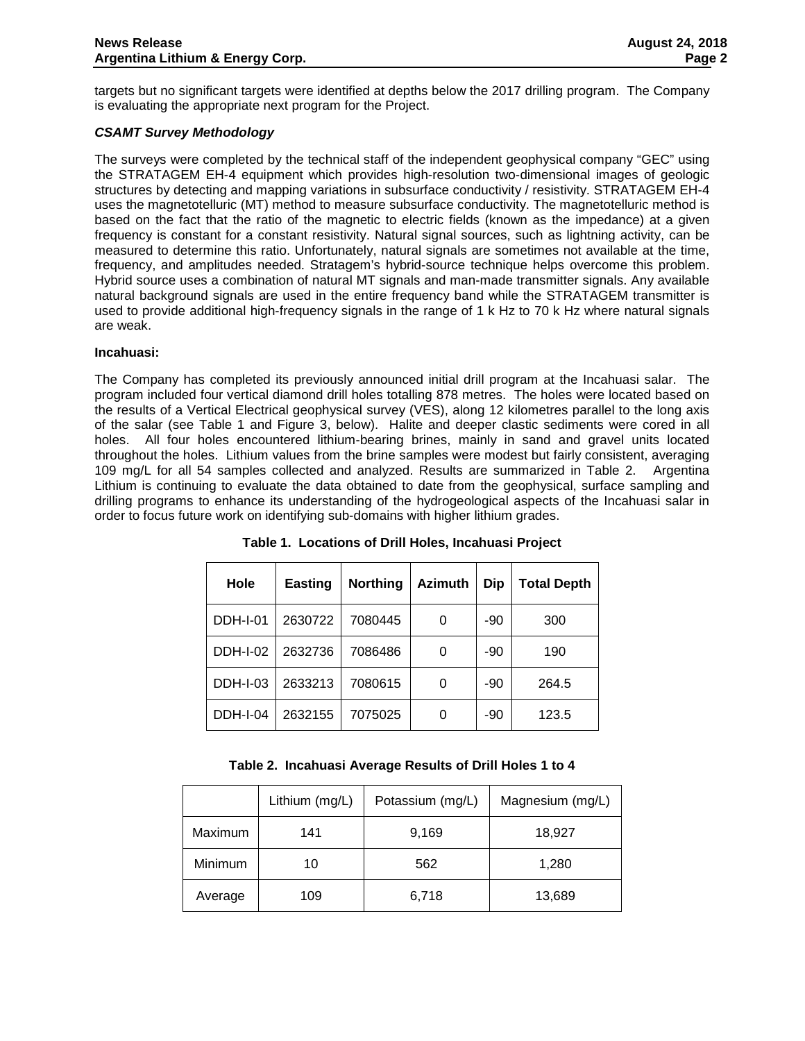targets but no significant targets were identified at depths below the 2017 drilling program. The Company is evaluating the appropriate next program for the Project.

### *CSAMT Survey Methodology*

The surveys were completed by the technical staff of the independent geophysical company "GEC" using the STRATAGEM EH-4 equipment which provides high-resolution two-dimensional images of geologic structures by detecting and mapping variations in subsurface conductivity / resistivity. STRATAGEM EH-4 uses the magnetotelluric (MT) method to measure subsurface conductivity. The magnetotelluric method is based on the fact that the ratio of the magnetic to electric fields (known as the impedance) at a given frequency is constant for a constant resistivity. Natural signal sources, such as lightning activity, can be measured to determine this ratio. Unfortunately, natural signals are sometimes not available at the time, frequency, and amplitudes needed. Stratagem's hybrid-source technique helps overcome this problem. Hybrid source uses a combination of natural MT signals and man-made transmitter signals. Any available natural background signals are used in the entire frequency band while the STRATAGEM transmitter is used to provide additional high-frequency signals in the range of 1 k Hz to 70 k Hz where natural signals are weak.

### Incahuasi:

The Company has completed its previously announced initial drill program at the Incahuasi salar. The program included four vertical diamond drill holes totalling 878 metres. The holes were located based on the results of a Vertical Electrical geophysical survey (VES), along 12 kilometres parallel to the long axis of the salar (see Table 1 and Figure 3, below). Halite and deeper clastic sediments were cored in all holes. All four holes encountered lithium-bearing brines, mainly in sand and gravel units located throughout the holes. Lithium values from the brine samples were modest but fairly consistent, averaging 109 mg/L for all 54 samples collected and analyzed. Results are summarized in Table 2. Argentina Lithium is continuing to evaluate the data obtained to date from the geophysical, surface sampling and drilling programs to enhance its understanding of the hydrogeological aspects of the Incahuasi salar in order to focus future work on identifying sub-domains with higher lithium grades.

**Table 1. Locations of Drill Holes, Incahuasi Project**

| Hole | Easting | Northing | Azimuth | Dip | Total Depth |
|---|---|---|---|---|---|
| DDH-I-01 | 2630722 | 7080445 | 0 | -90 | 300 |
| DDH-I-02 | 2632736 | 7086486 | 0 | -90 | 190 |
| DDH-I-03 | 2633213 | 7080615 | 0 | -90 | 264.5 |
| DDH-I-04 | 2632155 | 7075025 | 0 | -90 | 123.5 |

**Table 2. Incahuasi Average Results of Drill Holes 1 to 4**

| | Lithium (mg/L) | Potassium (mg/L) | Magnesium (mg/L) |
|---|---|---|---|
| Maximum | 141 | 9,169 | 18,927 |
| Minimum | 10 | 562 | 1,280 |
| Average | 109 | 6,718 | 13,689 |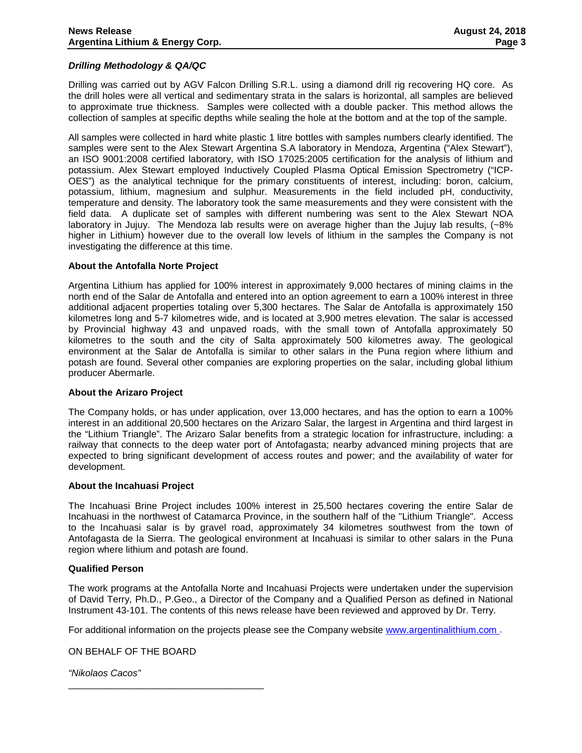***Drilling Methodology & QA/QC***

Drilling was carried out by AGV Falcon Drilling S.R.L. using a diamond drill rig recovering HQ core. As the drill holes were all vertical and sedimentary strata in the salars is horizontal, all samples are believed to approximate true thickness. Samples were collected with a double packer. This method allows the collection of samples at specific depths while sealing the hole at the bottom and at the top of the sample.

All samples were collected in hard white plastic 1 litre bottles with samples numbers clearly identified. The samples were sent to the Alex Stewart Argentina S.A laboratory in Mendoza, Argentina ("Alex Stewart"), an ISO 9001:2008 certified laboratory, with ISO 17025:2005 certification for the analysis of lithium and potassium. Alex Stewart employed Inductively Coupled Plasma Optical Emission Spectrometry ("ICP-OES") as the analytical technique for the primary constituents of interest, including: boron, calcium, potassium, lithium, magnesium and sulphur. Measurements in the field included pH, conductivity, temperature and density. The laboratory took the same measurements and they were consistent with the field data. A duplicate set of samples with different numbering was sent to the Alex Stewart NOA laboratory in Jujuy. The Mendoza lab results were on average higher than the Jujuy lab results, (~8% higher in Lithium) however due to the overall low levels of lithium in the samples the Company is not investigating the difference at this time.

**About the Antofalla Norte Project**

Argentina Lithium has applied for 100% interest in approximately 9,000 hectares of mining claims in the north end of the Salar de Antofalla and entered into an option agreement to earn a 100% interest in three additional adjacent properties totaling over 5,300 hectares. The Salar de Antofalla is approximately 150 kilometres long and 5-7 kilometres wide, and is located at 3,900 metres elevation. The salar is accessed by Provincial highway 43 and unpaved roads, with the small town of Antofalla approximately 50 kilometres to the south and the city of Salta approximately 500 kilometres away. The geological environment at the Salar de Antofalla is similar to other salars in the Puna region where lithium and potash are found. Several other companies are exploring properties on the salar, including global lithium producer Abermarle.

**About the Arizaro Project**

The Company holds, or has under application, over 13,000 hectares, and has the option to earn a 100% interest in an additional 20,500 hectares on the Arizaro Salar, the largest in Argentina and third largest in the "Lithium Triangle". The Arizaro Salar benefits from a strategic location for infrastructure, including: a railway that connects to the deep water port of Antofagasta; nearby advanced mining projects that are expected to bring significant development of access routes and power; and the availability of water for development.

**About the Incahuasi Project**

The Incahuasi Brine Project includes 100% interest in 25,500 hectares covering the entire Salar de Incahuasi in the northwest of Catamarca Province, in the southern half of the "Lithium Triangle". Access to the Incahuasi salar is by gravel road, approximately 34 kilometres southwest from the town of Antofagasta de la Sierra. The geological environment at Incahuasi is similar to other salars in the Puna region where lithium and potash are found.

**Qualified Person**

The work programs at the Antofalla Norte and Incahuasi Projects were undertaken under the supervision of David Terry, Ph.D., P.Geo., a Director of the Company and a Qualified Person as defined in National Instrument 43-101. The contents of this news release have been reviewed and approved by Dr. Terry.

For additional information on the projects please see the Company website www.argentinalithium.com .

ON BEHALF OF THE BOARD

*"Nikolaos Cacos"*

\_\_\_\_\_\_\_\_\_\_\_\_\_\_\_\_\_\_\_\_\_\_\_\_\_\_\_\_\_\_\_\_\_\_\_\_\_\_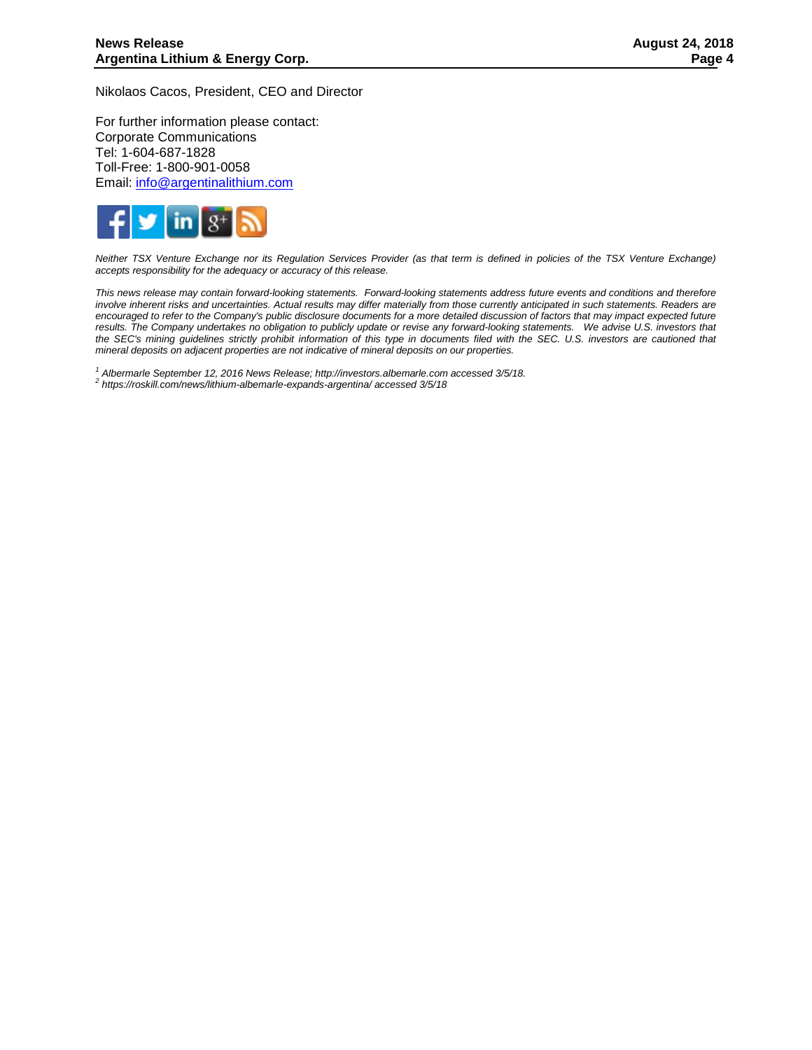Nikolaos Cacos, President, CEO and Director

For further information please contact:
Corporate Communications
Tel: 1-604-687-1828
Toll-Free: 1-800-901-0058
Email: info@argentinalithium.com

*Neither TSX Venture Exchange nor its Regulation Services Provider (as that term is defined in policies of the TSX Venture Exchange) accepts responsibility for the adequacy or accuracy of this release.*

*This news release may contain forward-looking statements. Forward-looking statements address future events and conditions and therefore involve inherent risks and uncertainties. Actual results may differ materially from those currently anticipated in such statements. Readers are encouraged to refer to the Company's public disclosure documents for a more detailed discussion of factors that may impact expected future results. The Company undertakes no obligation to publicly update or revise any forward-looking statements. We advise U.S. investors that the SEC's mining guidelines strictly prohibit information of this type in documents filed with the SEC. U.S. investors are cautioned that mineral deposits on adjacent properties are not indicative of mineral deposits on our properties.*

[1] *Albermarle September 12, 2016 News Release; http://investors.albemarle.com accessed 3/5/18.*
[2] *https://roskill.com/news/lithium-albemarle-expands-argentina/ accessed 3/5/18*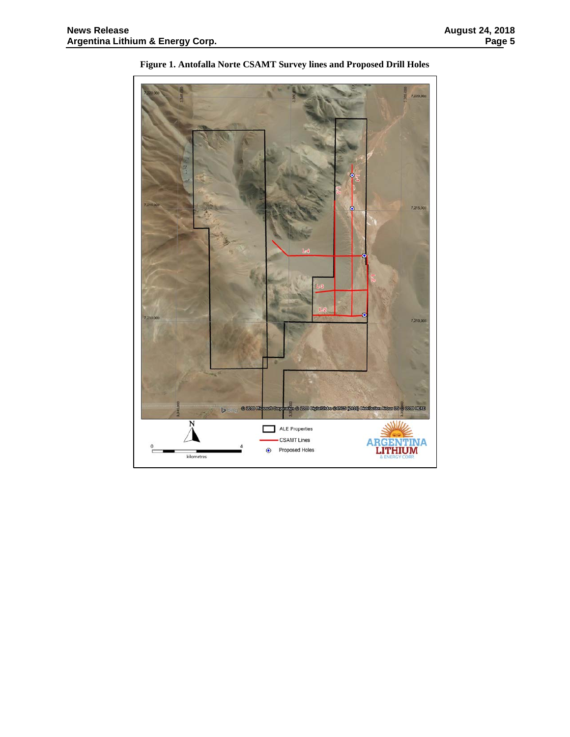**Figure 1. Antofalla Norte CSAMT Survey lines and Proposed Drill Holes**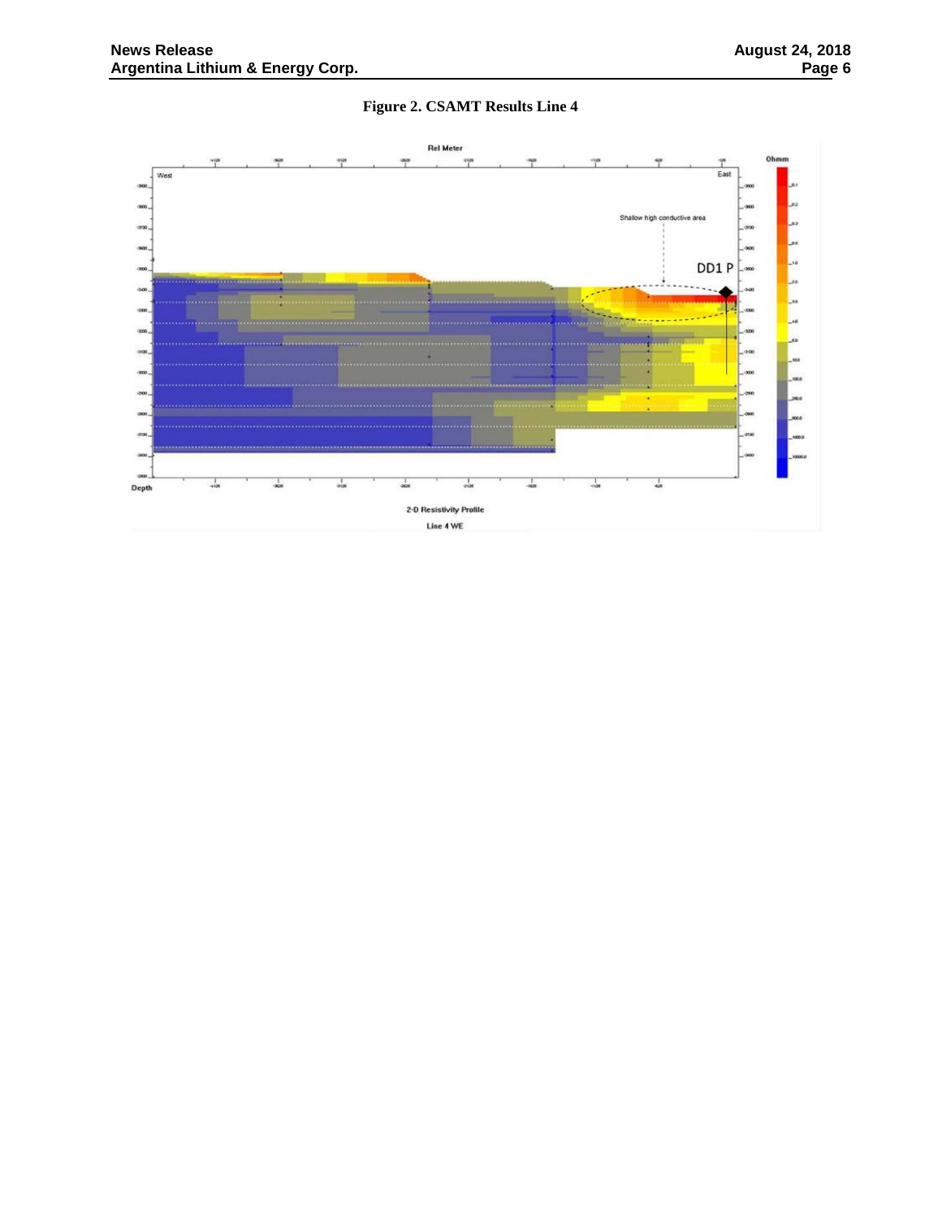**Figure 2. CSAMT Results Line 4**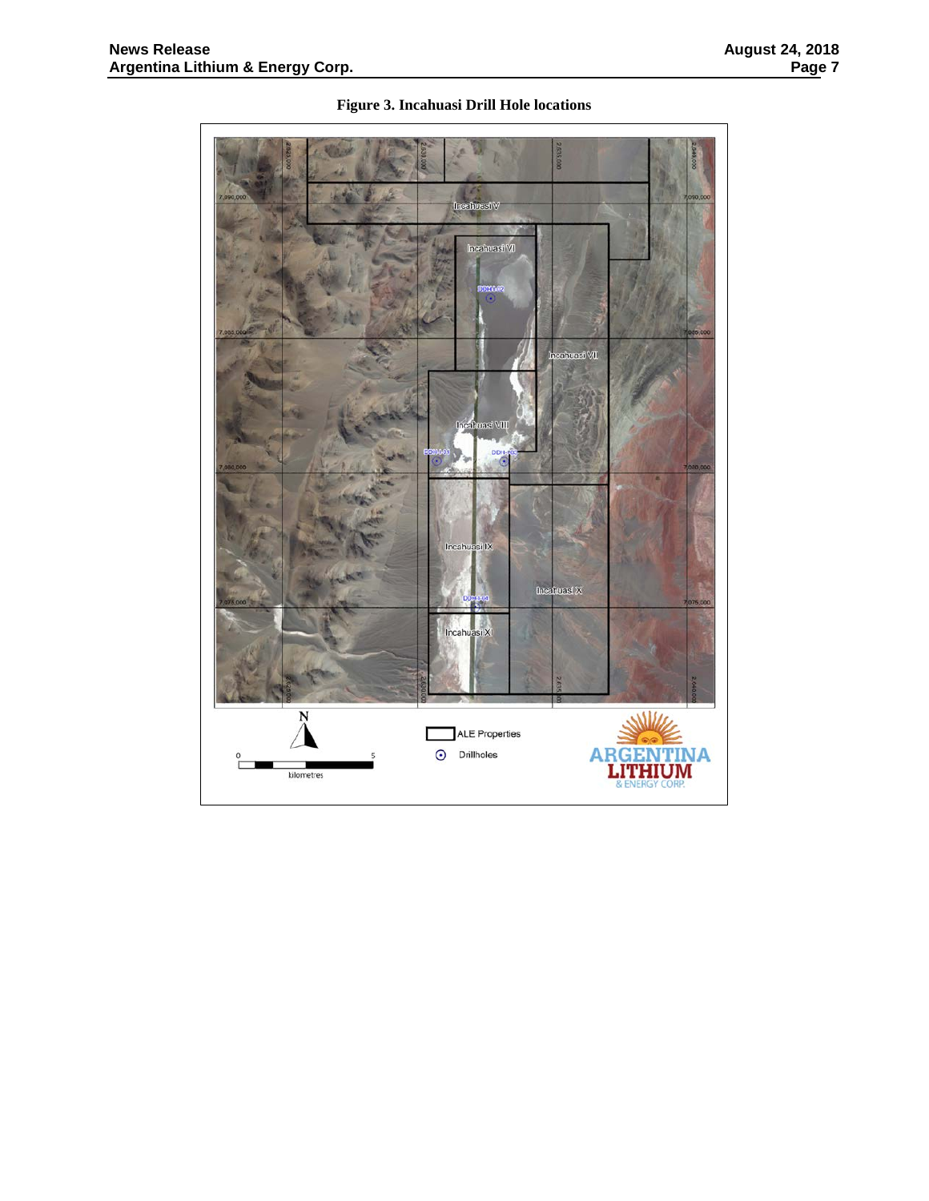**Figure 3. Incahuasi Drill Hole locations**

2,625,000
2,630,000
2,635,000
2,640,000
7,090,000
7,085,000
7,080,000
7,075,000

Incahuasi V
Incahuasi VI
Incahuasi VII
Incahuasi VIII
Incahuasi IX
Incahuasi X
Incahuasi XI

DDH-I-01
DDH-I-02
DDH-I-03
DDH-I-04

N

0
5
kilometres

ALE Properties
Drillholes

ARGENTINA LITHIUM & ENERGY CORP.